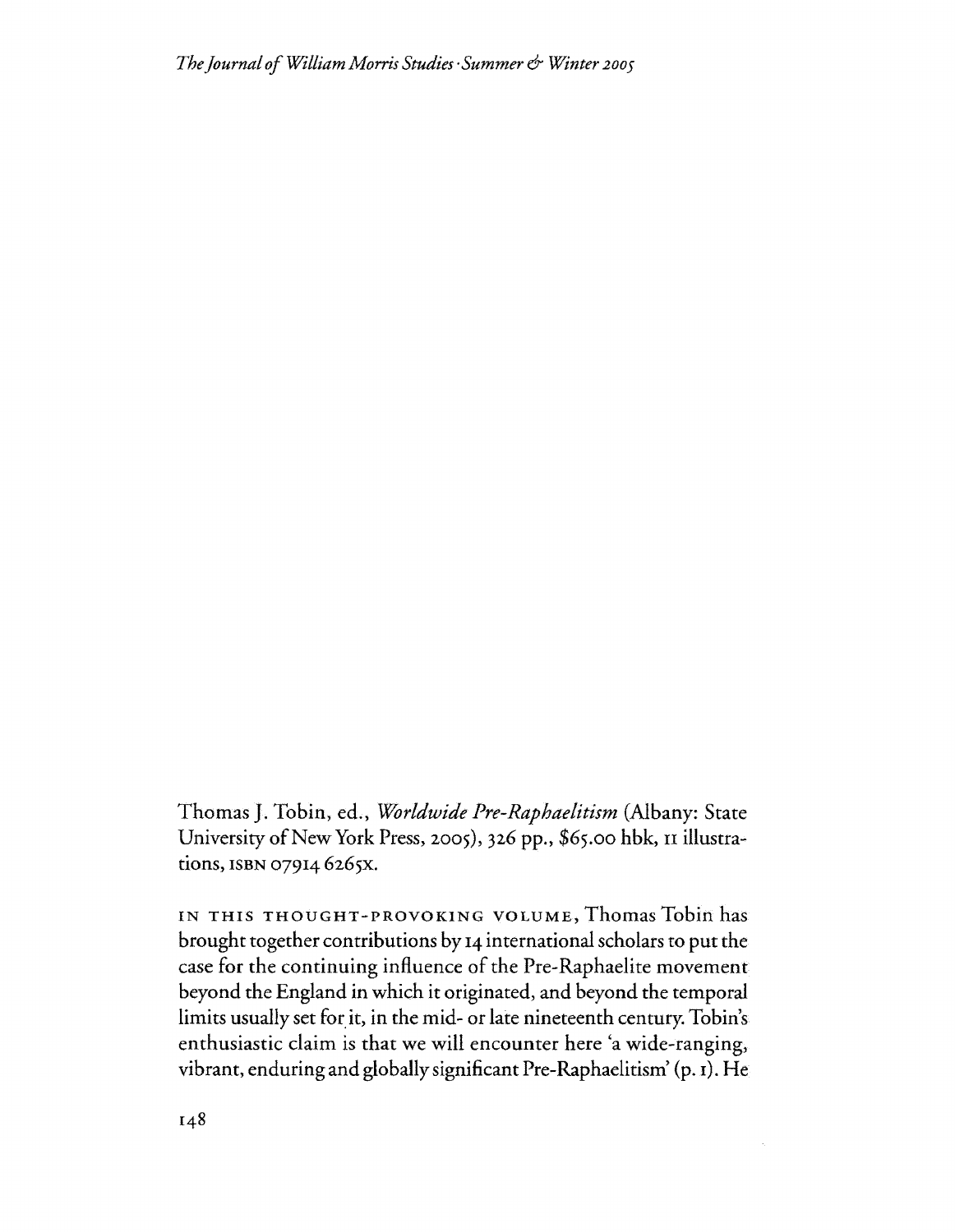Thomas J. Tobin, ed., *Worldwide Pre-Raphaelitism* (Albany: State University of New York Press, 2005), 326 pp., $65.00 hbk, 11 illustrations, ISBN 079146265X.

IN THIS THOUGHT-PROVOKING VOLUME, Thomas Tobin has brought together contributions by 14 international scholars to put the case for the continuing influence of the Pre-Raphaelite movement beyond the England in which it originated, and beyond the temporal limits usually set for it, in the mid- or late nineteenth century. Tobin's enthusiastic claim is that we will encounter here 'a wide-ranging, vibrant, enduring and globally significant Pre-Raphaelitism' (p. 1). He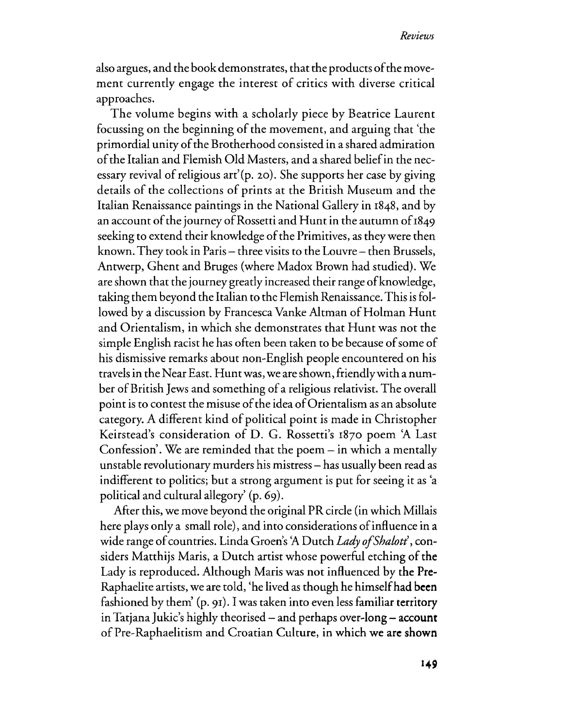also argues, and the book demonstrates, that the products of the movement currently engage the interest of critics with diverse critical approaches.

The volume begins with a scholarly piece by Beatrice Laurent focussing on the beginning of the movement, and arguing that 'the primordial unity of the Brotherhood consisted in a shared admiration of the Italian and Flemish Old Masters, and a shared belief in the necessary revival of religious art' (p. 20). She supports her case by giving details of the collections of prints at the British Museum and the Italian Renaissance paintings in the National Gallery in 1848, and by an account of the journey of Rossetti and Hunt in the autumn of 1849 seeking to extend their knowledge of the Primitives, as they were then known. They took in Paris – three visits to the Louvre – then Brussels, Antwerp, Ghent and Bruges (where Madox Brown had studied). We are shown that the journey greatly increased their range of knowledge, taking them beyond the Italian to the Flemish Renaissance. This is followed by a discussion by Francesca Vanke Altman of Holman Hunt and Orientalism, in which she demonstrates that Hunt was not the simple English racist he has often been taken to be because of some of his dismissive remarks about non-English people encountered on his travels in the Near East. Hunt was, we are shown, friendly with a number of British Jews and something of a religious relativist. The overall point is to contest the misuse of the idea of Orientalism as an absolute category. A different kind of political point is made in Christopher Keirstead's consideration of D. G. Rossetti's 1870 poem 'A Last Confession'. We are reminded that the poem – in which a mentally unstable revolutionary murders his mistress – has usually been read as indifferent to politics; but a strong argument is put for seeing it as 'a political and cultural allegory' (p. 69).

After this, we move beyond the original PR circle (in which Millais here plays only a small role), and into considerations of influence in a wide range of countries. Linda Groen's 'A Dutch *Lady of Shalott*', considers Matthijs Maris, a Dutch artist whose powerful etching of the Lady is reproduced. Although Maris was not influenced by the Pre-Raphaelite artists, we are told, 'he lived as though he himself had been fashioned by them' (p. 91). I was taken into even less familiar territory in Tatjana Jukic's highly theorised – and perhaps over-long – account of Pre-Raphaelitism and Croatian Culture, in which we are shown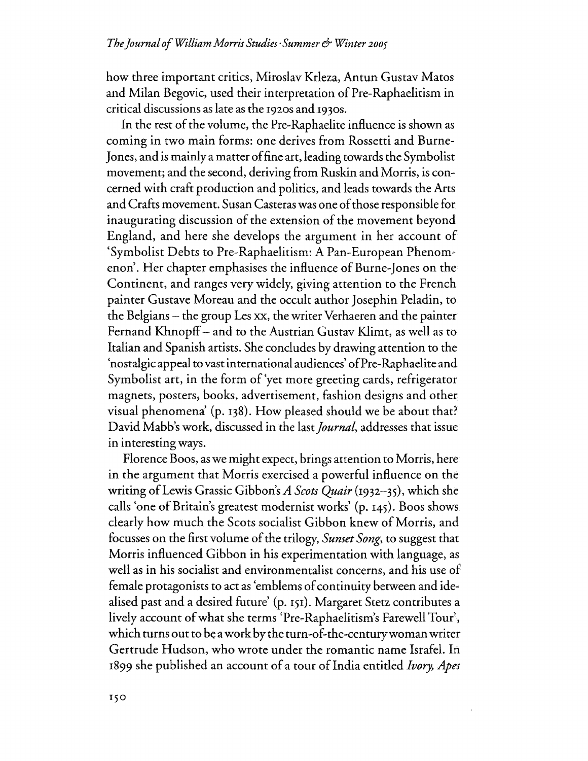how three important critics, Miroslav Krleza, Antun Gustav Matos and Milan Begovic, used their interpretation of Pre-Raphaelitism in critical discussions as late as the 1920s and 1930s.

In the rest of the volume, the Pre-Raphaelite influence is shown as coming in two main forms: one derives from Rossetti and Burne-Jones, and is mainly a matter of fine art, leading towards the Symbolist movement; and the second, deriving from Ruskin and Morris, is concerned with craft production and politics, and leads towards the Arts and Crafts movement. Susan Casteras was one of those responsible for inaugurating discussion of the extension of the movement beyond England, and here she develops the argument in her account of 'Symbolist Debts to Pre-Raphaelitism: A Pan-European Phenomenon'. Her chapter emphasises the influence of Burne-Jones on the Continent, and ranges very widely, giving attention to the French painter Gustave Moreau and the occult author Josephin Peladin, to the Belgians – the group Les xx, the writer Verhaeren and the painter Fernand Khnopff – and to the Austrian Gustav Klimt, as well as to Italian and Spanish artists. She concludes by drawing attention to the 'nostalgic appeal to vast international audiences' of Pre-Raphaelite and Symbolist art, in the form of 'yet more greeting cards, refrigerator magnets, posters, books, advertisement, fashion designs and other visual phenomena' (p. 138). How pleased should we be about that? David Mabb's work, discussed in the last *Journal*, addresses that issue in interesting ways.

Florence Boos, as we might expect, brings attention to Morris, here in the argument that Morris exercised a powerful influence on the writing of Lewis Grassic Gibbon's *A Scots Quair* (1932–35), which she calls 'one of Britain's greatest modernist works' (p. 145). Boos shows clearly how much the Scots socialist Gibbon knew of Morris, and focusses on the first volume of the trilogy, *Sunset Song*, to suggest that Morris influenced Gibbon in his experimentation with language, as well as in his socialist and environmentalist concerns, and his use of female protagonists to act as 'emblems of continuity between and idealised past and a desired future' (p. 151). Margaret Stetz contributes a lively account of what she terms 'Pre-Raphaelitism's Farewell Tour', which turns out to be a work by the turn-of-the-century woman writer Gertrude Hudson, who wrote under the romantic name Israfel. In 1899 she published an account of a tour of India entitled *Ivory, Apes*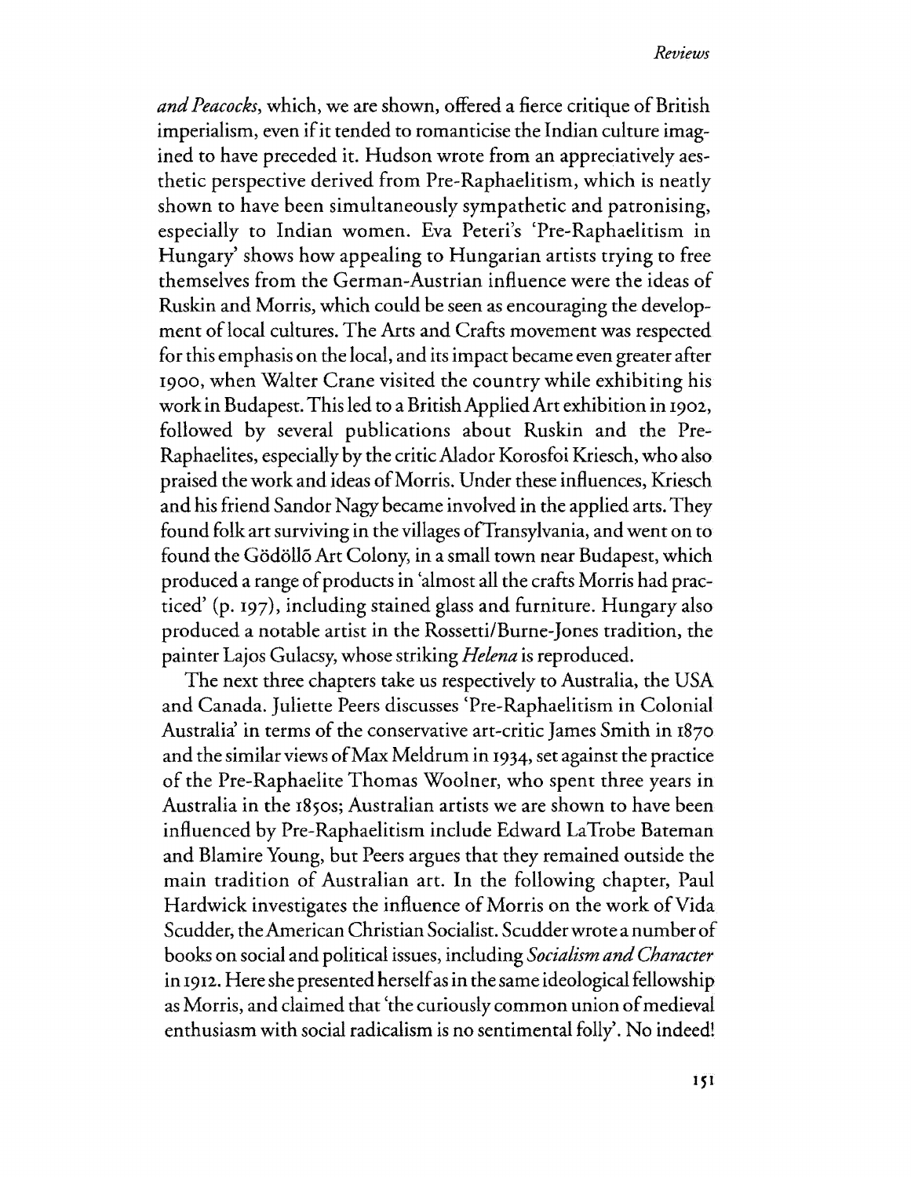*and Peacocks*, which, we are shown, offered a fierce critique of British imperialism, even if it tended to romanticise the Indian culture imagined to have preceded it. Hudson wrote from an appreciatively aesthetic perspective derived from Pre-Raphaelitism, which is neatly shown to have been simultaneously sympathetic and patronising, especially to Indian women. Eva Peteri's 'Pre-Raphaelitism in Hungary' shows how appealing to Hungarian artists trying to free themselves from the German-Austrian influence were the ideas of Ruskin and Morris, which could be seen as encouraging the development of local cultures. The Arts and Crafts movement was respected for this emphasis on the local, and its impact became even greater after 1900, when Walter Crane visited the country while exhibiting his work in Budapest. This led to a British Applied Art exhibition in 1902, followed by several publications about Ruskin and the Pre-Raphaelites, especially by the critic Alador Korosfoi Kriesch, who also praised the work and ideas of Morris. Under these influences, Kriesch and his friend Sandor Nagy became involved in the applied arts. They found folk art surviving in the villages of Transylvania, and went on to found the Gödöllő Art Colony, in a small town near Budapest, which produced a range of products in 'almost all the crafts Morris had practiced' (p. 197), including stained glass and furniture. Hungary also produced a notable artist in the Rossetti/Burne-Jones tradition, the painter Lajos Gulacsy, whose striking *Helena* is reproduced.

The next three chapters take us respectively to Australia, the USA and Canada. Juliette Peers discusses 'Pre-Raphaelitism in Colonial Australia' in terms of the conservative art-critic James Smith in 1870 and the similar views of Max Meldrum in 1934, set against the practice of the Pre-Raphaelite Thomas Woolner, who spent three years in Australia in the 1850s; Australian artists we are shown to have been influenced by Pre-Raphaelitism include Edward LaTrobe Bateman and Blamire Young, but Peers argues that they remained outside the main tradition of Australian art. In the following chapter, Paul Hardwick investigates the influence of Morris on the work of Vida Scudder, the American Christian Socialist. Scudder wrote a number of books on social and political issues, including *Socialism and Character* in 1912. Here she presented herself as in the same ideological fellowship as Morris, and claimed that 'the curiously common union of medieval enthusiasm with social radicalism is no sentimental folly'. No indeed!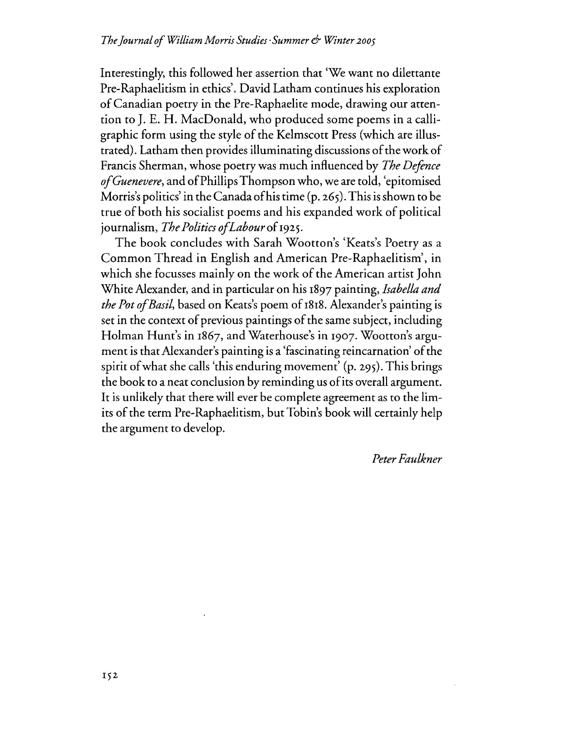Interestingly, this followed her assertion that 'We want no dilettante Pre-Raphaelitism in ethics'. David Latham continues his exploration of Canadian poetry in the Pre-Raphaelite mode, drawing our attention to J. E. H. MacDonald, who produced some poems in a calligraphic form using the style of the Kelmscott Press (which are illustrated). Latham then provides illuminating discussions of the work of Francis Sherman, whose poetry was much influenced by *The Defence of Guenevere*, and of Phillips Thompson who, we are told, 'epitomised Morris's politics' in the Canada of his time (p. 265). This is shown to be true of both his socialist poems and his expanded work of political journalism, *The Politics of Labour* of 1925.

The book concludes with Sarah Wootton's 'Keats's Poetry as a Common Thread in English and American Pre-Raphaelitism', in which she focusses mainly on the work of the American artist John White Alexander, and in particular on his 1897 painting, *Isabella and the Pot of Basil*, based on Keats's poem of 1818. Alexander's painting is set in the context of previous paintings of the same subject, including Holman Hunt's in 1867, and Waterhouse's in 1907. Wootton's argument is that Alexander's painting is a 'fascinating reincarnation' of the spirit of what she calls 'this enduring movement' (p. 295). This brings the book to a neat conclusion by reminding us of its overall argument. It is unlikely that there will ever be complete agreement as to the limits of the term Pre-Raphaelitism, but Tobin's book will certainly help the argument to develop.

*Peter Faulkner*